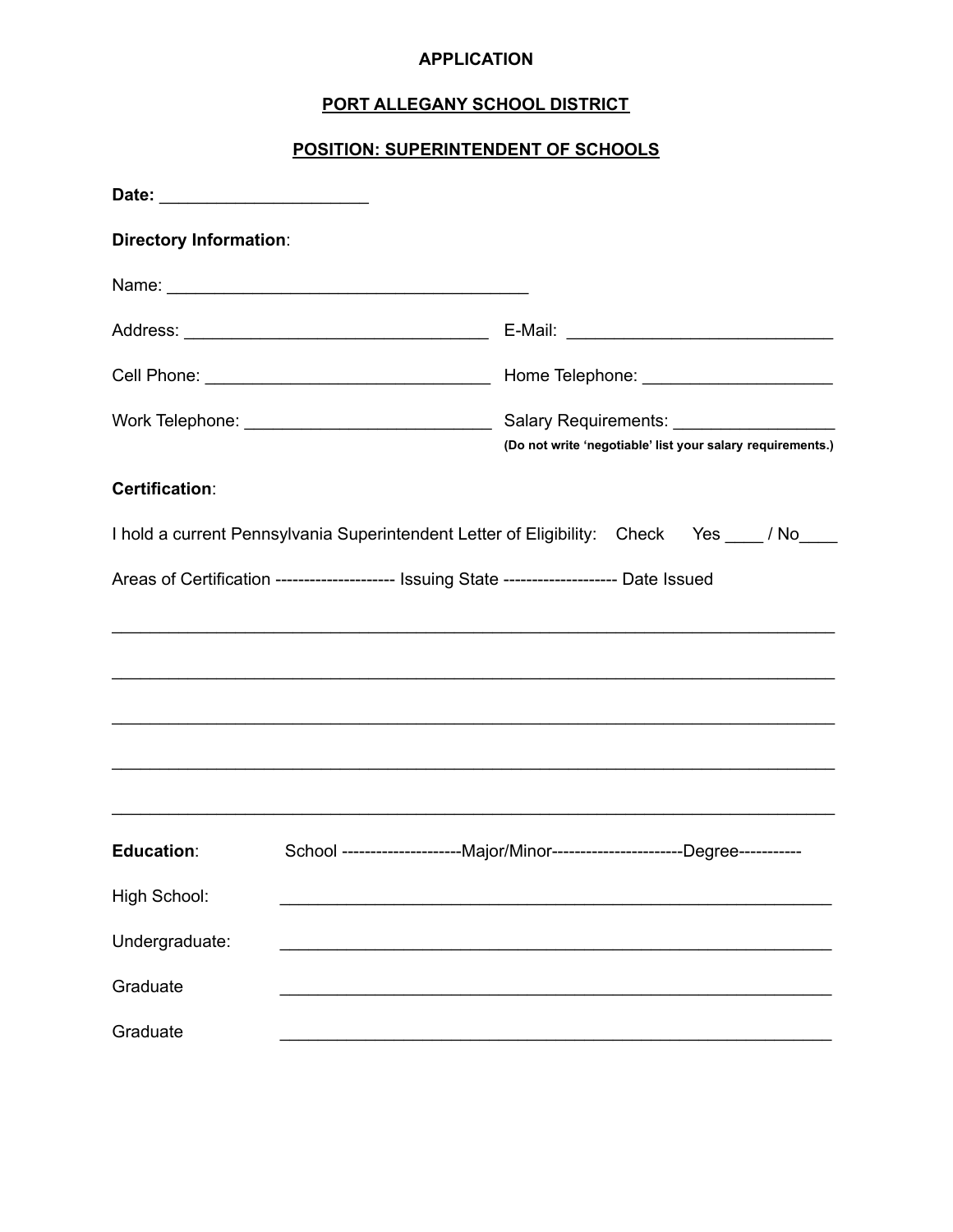**APPLICATION**

**PORT ALLEGANY SCHOOL DISTRICT**

**POSITION: SUPERINTENDENT OF SCHOOLS**

**Date:** ______________________

**Directory Information**:

Name: ______________________________________

Address: ________________________________ E-Mail: ____________________________

Cell Phone: ______________________________ Home Telephone: ____________________

Work Telephone: __________________________ Salary Requirements: _________________

**(Do not write 'negotiable' list your salary requirements.)**

**Certification**:

I hold a current Pennsylvania Superintendent Letter of Eligibility: Check Yes ____ / No____

Areas of Certification --------------------- Issuing State -------------------- Date Issued

_____________________________________________________________________________

_____________________________________________________________________________

_____________________________________________________________________________

_____________________________________________________________________________

_____________________________________________________________________________

**Education**: School ---------------------Major/Minor----------------------Degree-----------

High School: __________________________________________________________

Undergraduate: __________________________________________________________

Graduate __________________________________________________________

Graduate __________________________________________________________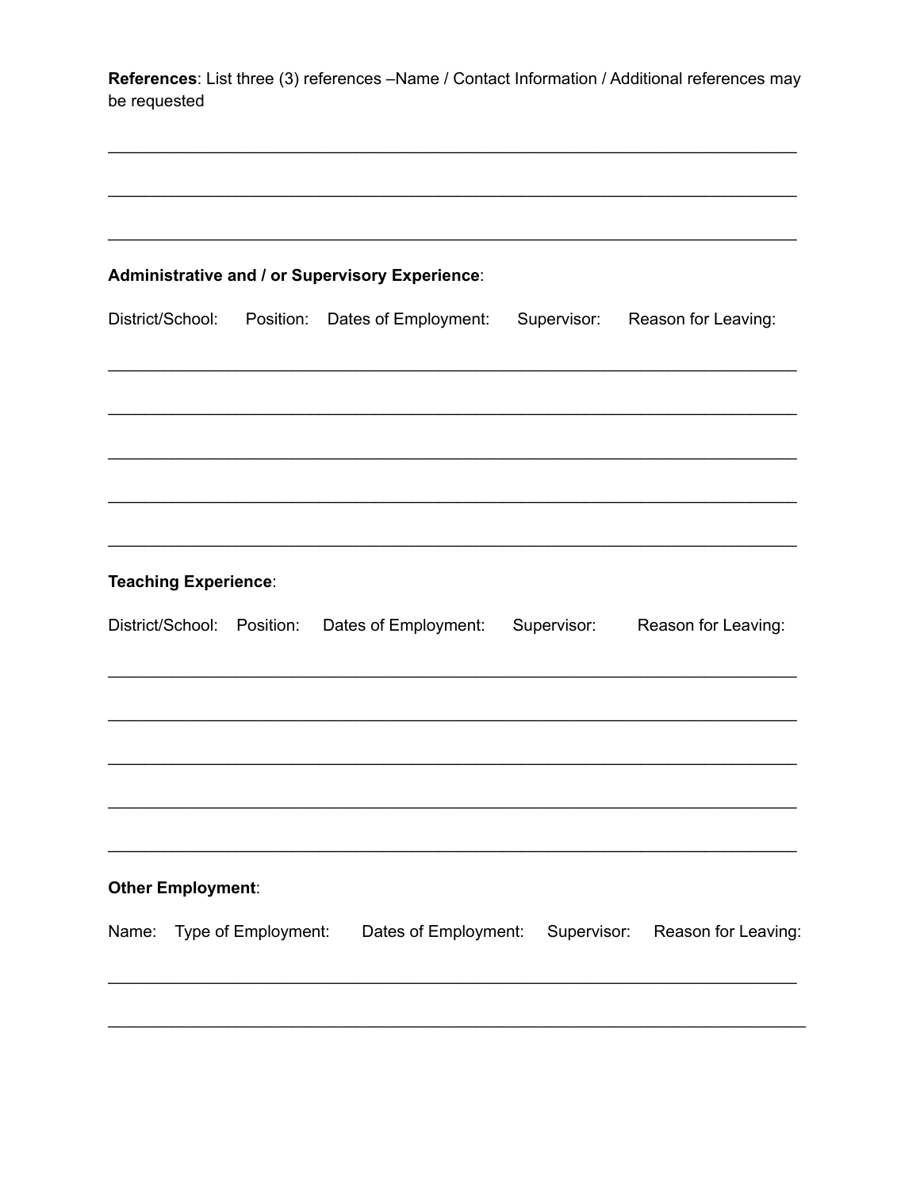**References**: List three (3) references –Name / Contact Information / Additional references may be requested

\_\_\_\_\_\_\_\_\_\_\_\_\_\_\_\_\_\_\_\_\_\_\_\_\_\_\_\_\_\_\_\_\_\_\_\_\_\_\_\_\_\_\_\_\_\_\_\_\_\_\_\_\_\_\_\_\_\_\_\_\_\_\_\_\_\_\_\_\_\_

\_\_\_\_\_\_\_\_\_\_\_\_\_\_\_\_\_\_\_\_\_\_\_\_\_\_\_\_\_\_\_\_\_\_\_\_\_\_\_\_\_\_\_\_\_\_\_\_\_\_\_\_\_\_\_\_\_\_\_\_\_\_\_\_\_\_\_\_\_\_

\_\_\_\_\_\_\_\_\_\_\_\_\_\_\_\_\_\_\_\_\_\_\_\_\_\_\_\_\_\_\_\_\_\_\_\_\_\_\_\_\_\_\_\_\_\_\_\_\_\_\_\_\_\_\_\_\_\_\_\_\_\_\_\_\_\_\_\_\_\_

**Administrative and / or Supervisory Experience**:

| District/School: | Position: | Dates of Employment: | Supervisor: | Reason for Leaving: |
|---|---|---|---|---|
| | | | | |
| | | | | |
| | | | | |
| | | | | |
| | | | | |

**Teaching Experience**:

| District/School: | Position: | Dates of Employment: | Supervisor: | Reason for Leaving: |
|---|---|---|---|---|
| | | | | |
| | | | | |
| | | | | |
| | | | | |
| | | | | |

**Other Employment**:

| Name: | Type of Employment: | Dates of Employment: | Supervisor: | Reason for Leaving: |
|---|---|---|---|---|
| | | | | |
| | | | | |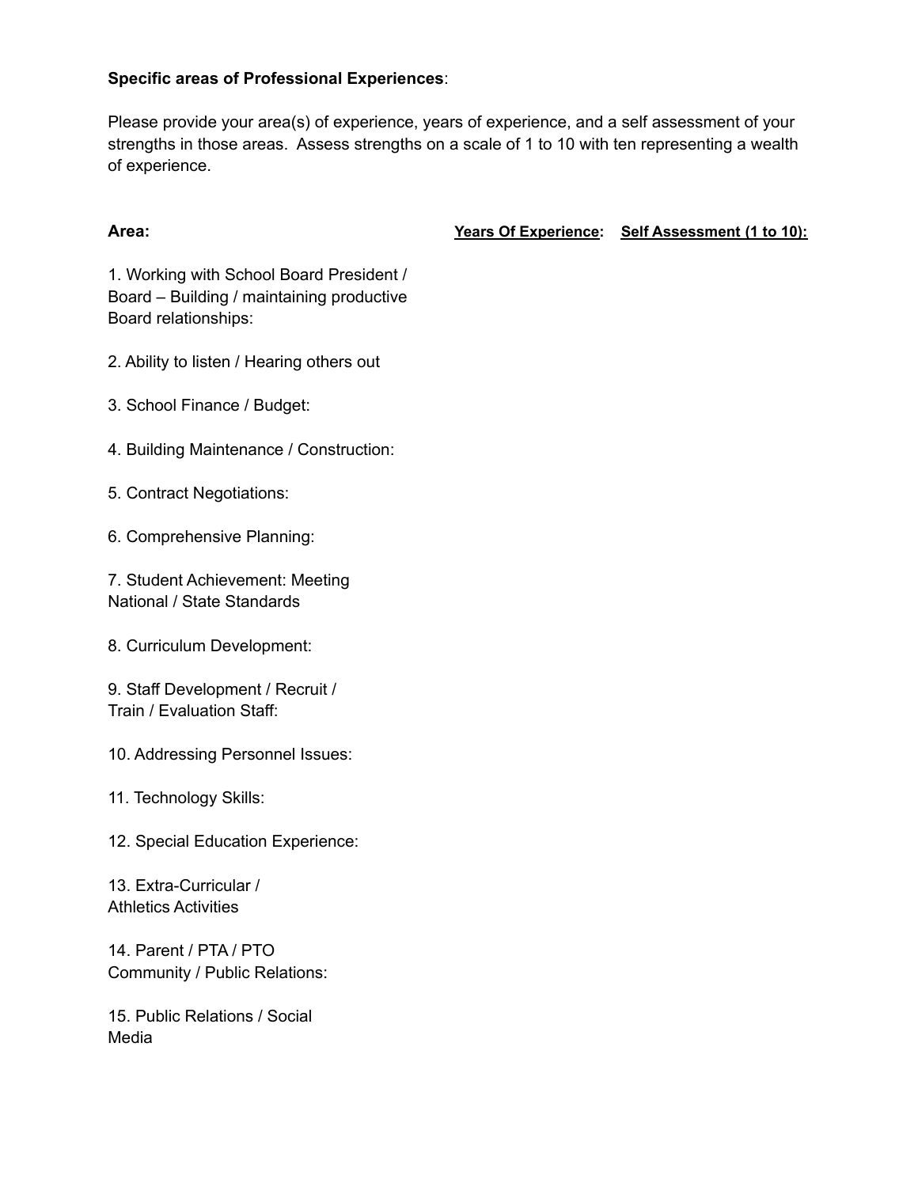**Specific areas of Professional Experiences**:

Please provide your area(s) of experience, years of experience, and a self assessment of your strengths in those areas. Assess strengths on a scale of 1 to 10 with ten representing a wealth of experience.

| **Area:** | **Years Of Experience:** | **Self Assessment (1 to 10):** |
|---|---|---|
| 1. Working with School Board President / Board – Building / maintaining productive Board relationships: | | |
| 2. Ability to listen / Hearing others out | | |
| 3. School Finance / Budget: | | |
| 4. Building Maintenance / Construction: | | |
| 5. Contract Negotiations: | | |
| 6. Comprehensive Planning: | | |
| 7. Student Achievement: Meeting National / State Standards | | |
| 8. Curriculum Development: | | |
| 9. Staff Development / Recruit / Train / Evaluation Staff: | | |
| 10. Addressing Personnel Issues: | | |
| 11. Technology Skills: | | |
| 12. Special Education Experience: | | |
| 13. Extra-Curricular / Athletics Activities | | |
| 14. Parent / PTA / PTO Community / Public Relations: | | |
| 15. Public Relations / Social Media | | |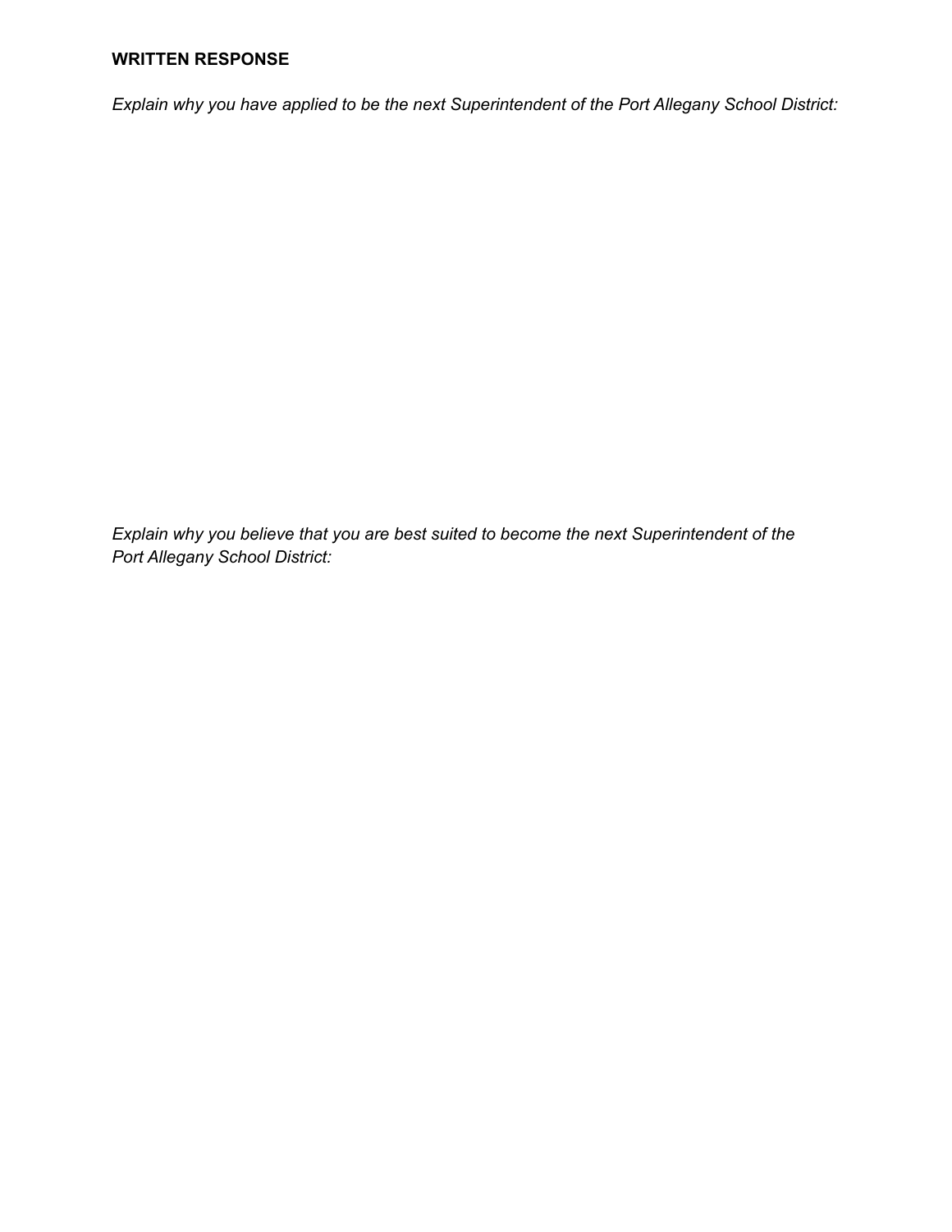**WRITTEN RESPONSE**

*Explain why you have applied to be the next Superintendent of the Port Allegany School District:*

*Explain why you believe that you are best suited to become the next Superintendent of the Port Allegany School District:*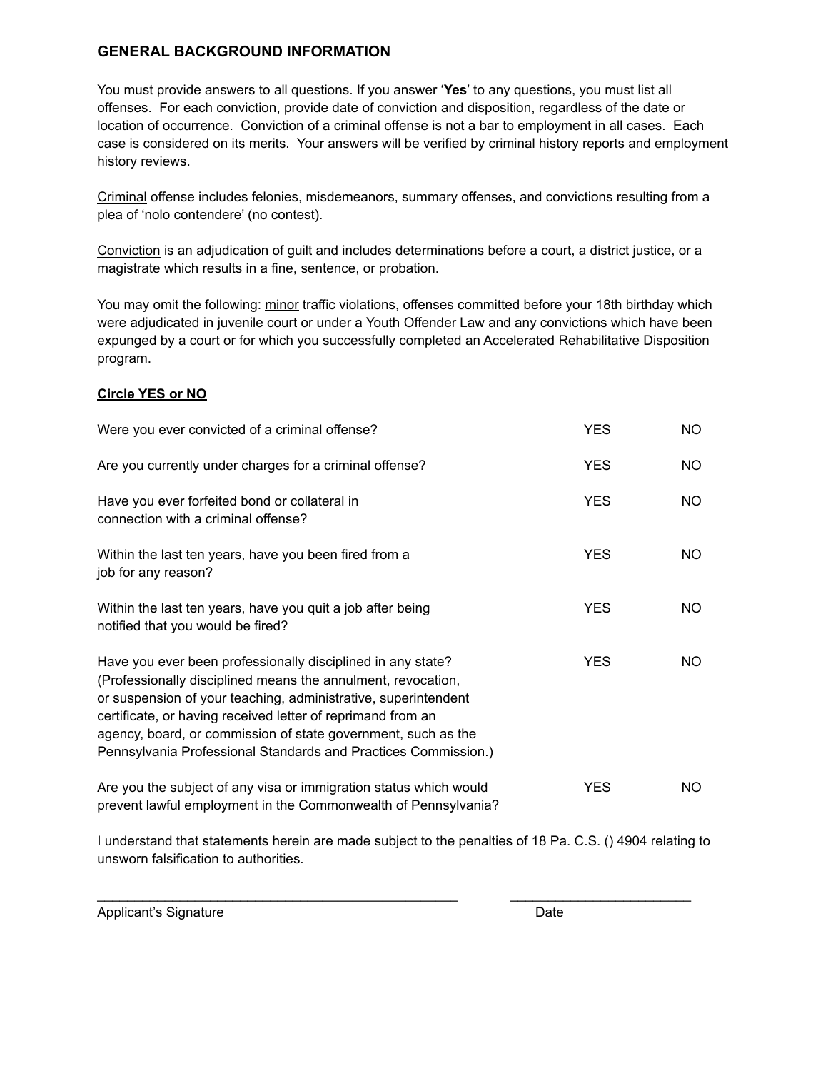## GENERAL BACKGROUND INFORMATION

You must provide answers to all questions. If you answer '**Yes**' to any questions, you must list all offenses. For each conviction, provide date of conviction and disposition, regardless of the date or location of occurrence. Conviction of a criminal offense is not a bar to employment in all cases. Each case is considered on its merits. Your answers will be verified by criminal history reports and employment history reviews.

<u>Criminal</u> offense includes felonies, misdemeanors, summary offenses, and convictions resulting from a plea of 'nolo contendere' (no contest).

<u>Conviction</u> is an adjudication of guilt and includes determinations before a court, a district justice, or a magistrate which results in a fine, sentence, or probation.

You may omit the following: <u>minor</u> traffic violations, offenses committed before your 18th birthday which were adjudicated in juvenile court or under a Youth Offender Law and any convictions which have been expunged by a court or for which you successfully completed an Accelerated Rehabilitative Disposition program.

**<u>Circle YES or NO</u>**

| | | |
|---|---|---|
| Were you ever convicted of a criminal offense? | YES | NO |
| Are you currently under charges for a criminal offense? | YES | NO |
| Have you ever forfeited bond or collateral in connection with a criminal offense? | YES | NO |
| Within the last ten years, have you been fired from a job for any reason? | YES | NO |
| Within the last ten years, have you quit a job after being notified that you would be fired? | YES | NO |
| Have you ever been professionally disciplined in any state? (Professionally disciplined means the annulment, revocation, or suspension of your teaching, administrative, superintendent certificate, or having received letter of reprimand from an agency, board, or commission of state government, such as the Pennsylvania Professional Standards and Practices Commission.) | YES | NO |
| Are you the subject of any visa or immigration status which would prevent lawful employment in the Commonwealth of Pennsylvania? | YES | NO |

I understand that statements herein are made subject to the penalties of 18 Pa. C.S. () 4904 relating to unsworn falsification to authorities.

\_\_\_\_\_\_\_\_\_\_\_\_\_\_\_\_\_\_\_\_\_\_\_\_\_\_\_\_\_\_\_\_\_\_\_\_\_\_\_\_\_\_ \_\_\_\_\_\_\_\_\_\_\_\_\_\_\_\_\_\_\_\_\_\_\_\_\_

Applicant's Signature Date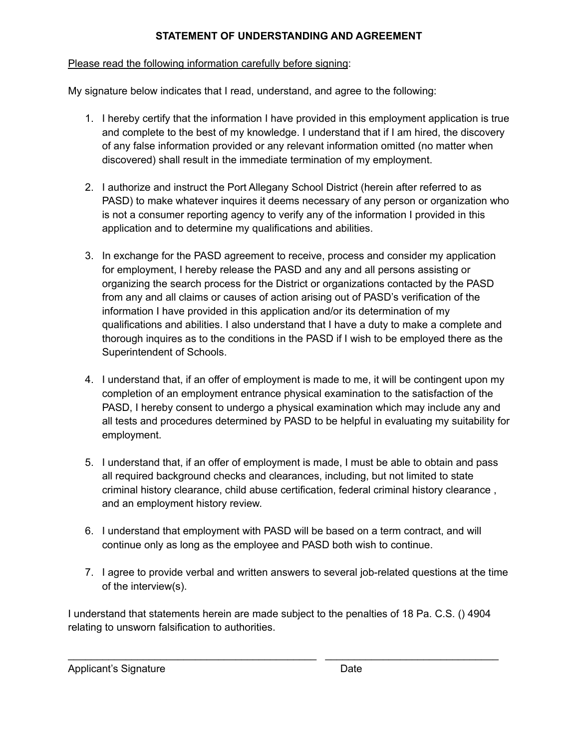## STATEMENT OF UNDERSTANDING AND AGREEMENT

<u>Please read the following information carefully before signing</u>:

My signature below indicates that I read, understand, and agree to the following:

1. I hereby certify that the information I have provided in this employment application is true and complete to the best of my knowledge. I understand that if I am hired, the discovery of any false information provided or any relevant information omitted (no matter when discovered) shall result in the immediate termination of my employment.

2. I authorize and instruct the Port Allegany School District (herein after referred to as PASD) to make whatever inquires it deems necessary of any person or organization who is not a consumer reporting agency to verify any of the information I provided in this application and to determine my qualifications and abilities.

3. In exchange for the PASD agreement to receive, process and consider my application for employment, I hereby release the PASD and any and all persons assisting or organizing the search process for the District or organizations contacted by the PASD from any and all claims or causes of action arising out of PASD's verification of the information I have provided in this application and/or its determination of my qualifications and abilities. I also understand that I have a duty to make a complete and thorough inquires as to the conditions in the PASD if I wish to be employed there as the Superintendent of Schools.

4. I understand that, if an offer of employment is made to me, it will be contingent upon my completion of an employment entrance physical examination to the satisfaction of the PASD, I hereby consent to undergo a physical examination which may include any and all tests and procedures determined by PASD to be helpful in evaluating my suitability for employment.

5. I understand that, if an offer of employment is made, I must be able to obtain and pass all required background checks and clearances, including, but not limited to state criminal history clearance, child abuse certification, federal criminal history clearance , and an employment history review.

6. I understand that employment with PASD will be based on a term contract, and will continue only as long as the employee and PASD both wish to continue.

7. I agree to provide verbal and written answers to several job-related questions at the time of the interview(s).

I understand that statements herein are made subject to the penalties of 18 Pa. C.S. () 4904 relating to unsworn falsification to authorities.

\_\_\_\_\_\_\_\_\_\_\_\_\_\_\_\_\_\_\_\_\_\_\_\_\_\_\_\_\_\_\_\_\_\_\_\_\_\_\_\_ \_\_\_\_\_\_\_\_\_\_\_\_\_\_\_\_\_\_\_\_\_\_\_\_\_\_\_\_\_\_

Applicant's Signature Date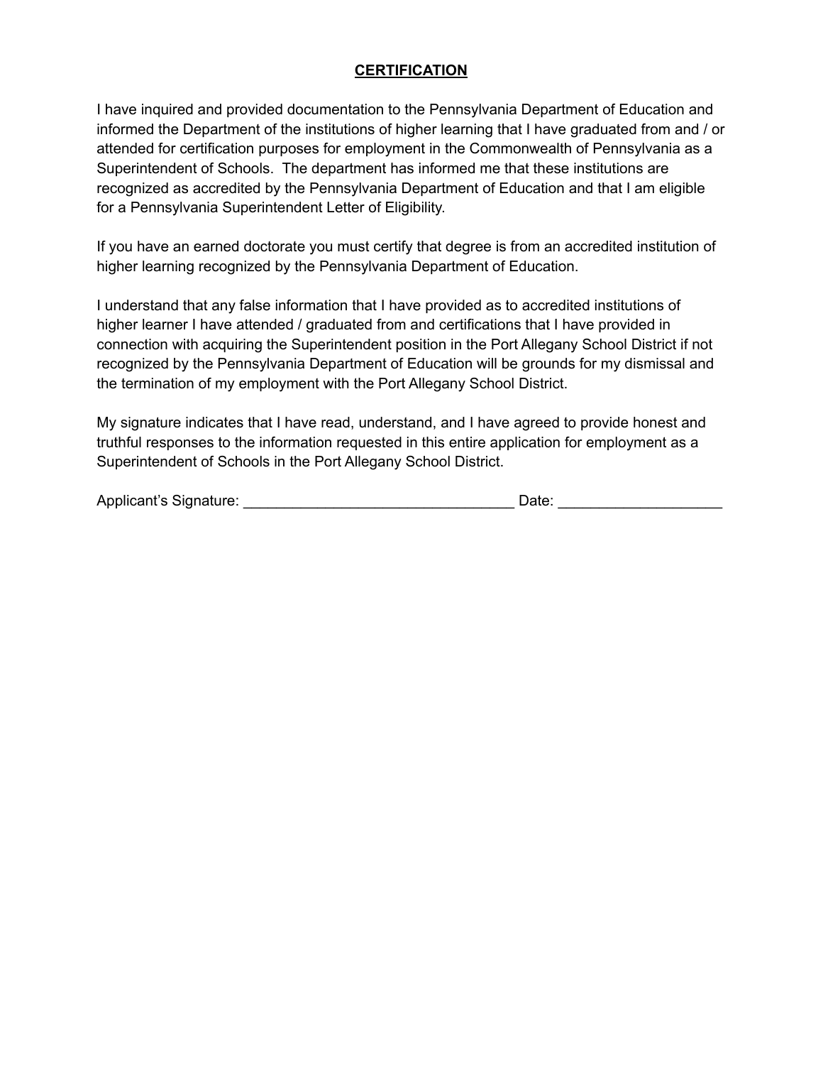## CERTIFICATION

I have inquired and provided documentation to the Pennsylvania Department of Education and informed the Department of the institutions of higher learning that I have graduated from and / or attended for certification purposes for employment in the Commonwealth of Pennsylvania as a Superintendent of Schools. The department has informed me that these institutions are recognized as accredited by the Pennsylvania Department of Education and that I am eligible for a Pennsylvania Superintendent Letter of Eligibility.

If you have an earned doctorate you must certify that degree is from an accredited institution of higher learning recognized by the Pennsylvania Department of Education.

I understand that any false information that I have provided as to accredited institutions of higher learner I have attended / graduated from and certifications that I have provided in connection with acquiring the Superintendent position in the Port Allegany School District if not recognized by the Pennsylvania Department of Education will be grounds for my dismissal and the termination of my employment with the Port Allegany School District.

My signature indicates that I have read, understand, and I have agreed to provide honest and truthful responses to the information requested in this entire application for employment as a Superintendent of Schools in the Port Allegany School District.

Applicant's Signature: _________________________________ Date: ____________________